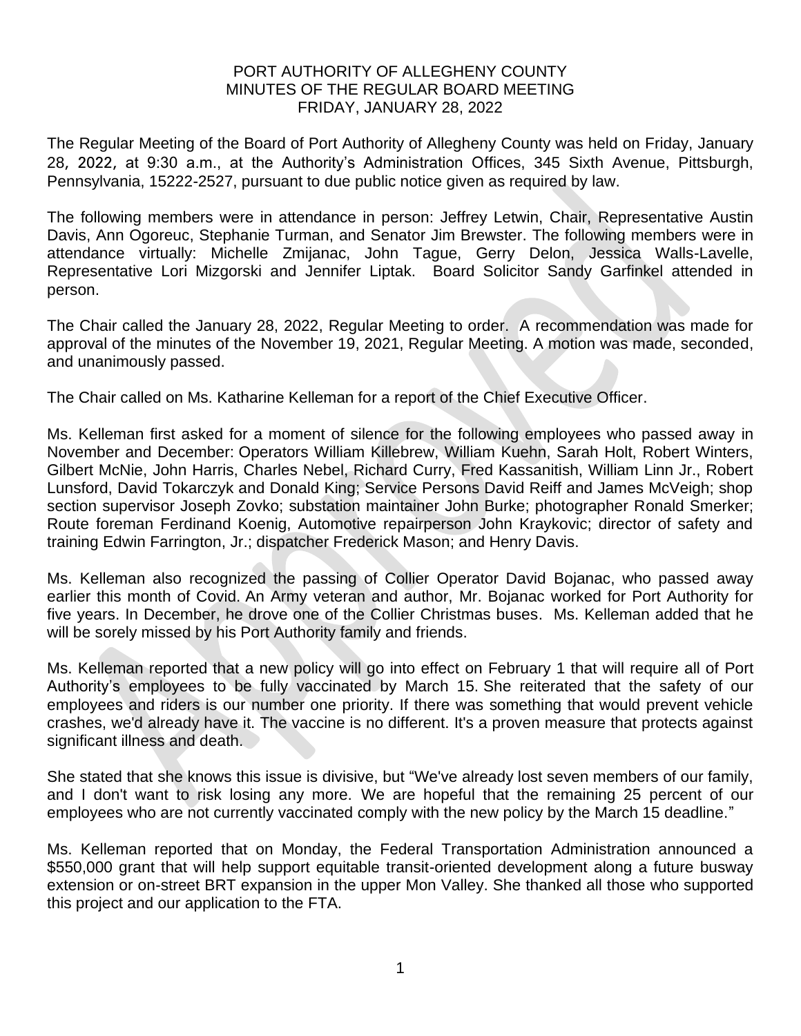# PORT AUTHORITY OF ALLEGHENY COUNTY
## MINUTES OF THE REGULAR BOARD MEETING
### FRIDAY, JANUARY 28, 2022

The Regular Meeting of the Board of Port Authority of Allegheny County was held on Friday, January 28, 2022, at 9:30 a.m., at the Authority's Administration Offices, 345 Sixth Avenue, Pittsburgh, Pennsylvania, 15222-2527, pursuant to due public notice given as required by law.

The following members were in attendance in person: Jeffrey Letwin, Chair, Representative Austin Davis, Ann Ogoreuc, Stephanie Turman, and Senator Jim Brewster. The following members were in attendance virtually: Michelle Zmijanac, John Tague, Gerry Delon, Jessica Walls-Lavelle, Representative Lori Mizgorski and Jennifer Liptak. Board Solicitor Sandy Garfinkel attended in person.

The Chair called the January 28, 2022, Regular Meeting to order. A recommendation was made for approval of the minutes of the November 19, 2021, Regular Meeting. A motion was made, seconded, and unanimously passed.

The Chair called on Ms. Katharine Kelleman for a report of the Chief Executive Officer.

Ms. Kelleman first asked for a moment of silence for the following employees who passed away in November and December: Operators William Killebrew, William Kuehn, Sarah Holt, Robert Winters, Gilbert McNie, John Harris, Charles Nebel, Richard Curry, Fred Kassanitish, William Linn Jr., Robert Lunsford, David Tokarczyk and Donald King; Service Persons David Reiff and James McVeigh; shop section supervisor Joseph Zovko; substation maintainer John Burke; photographer Ronald Smerker; Route foreman Ferdinand Koenig, Automotive repairperson John Kraykovic; director of safety and training Edwin Farrington, Jr.; dispatcher Frederick Mason; and Henry Davis.

Ms. Kelleman also recognized the passing of Collier Operator David Bojanac, who passed away earlier this month of Covid. An Army veteran and author, Mr. Bojanac worked for Port Authority for five years. In December, he drove one of the Collier Christmas buses. Ms. Kelleman added that he will be sorely missed by his Port Authority family and friends.

Ms. Kelleman reported that a new policy will go into effect on February 1 that will require all of Port Authority's employees to be fully vaccinated by March 15. She reiterated that the safety of our employees and riders is our number one priority. If there was something that would prevent vehicle crashes, we'd already have it. The vaccine is no different. It's a proven measure that protects against significant illness and death.

She stated that she knows this issue is divisive, but "We've already lost seven members of our family, and I don't want to risk losing any more. We are hopeful that the remaining 25 percent of our employees who are not currently vaccinated comply with the new policy by the March 15 deadline."

Ms. Kelleman reported that on Monday, the Federal Transportation Administration announced a $550,000 grant that will help support equitable transit-oriented development along a future busway extension or on-street BRT expansion in the upper Mon Valley. She thanked all those who supported this project and our application to the FTA.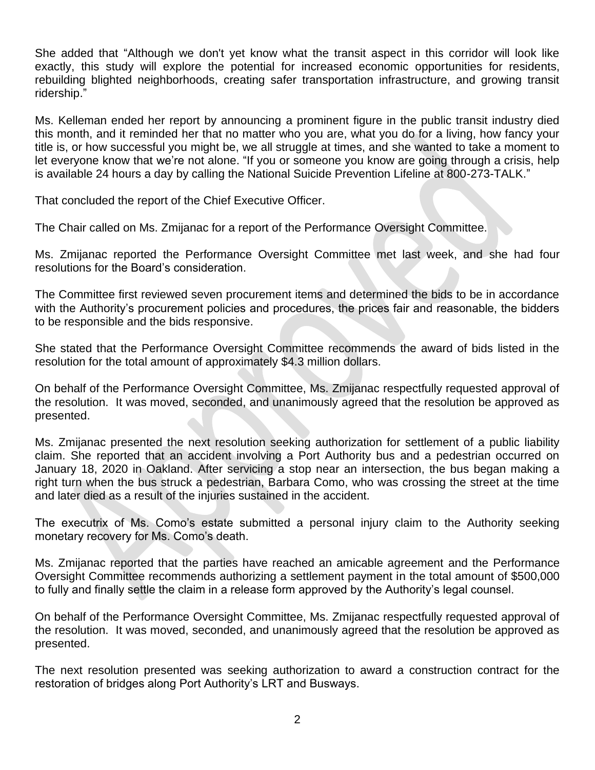She added that "Although we don't yet know what the transit aspect in this corridor will look like exactly, this study will explore the potential for increased economic opportunities for residents, rebuilding blighted neighborhoods, creating safer transportation infrastructure, and growing transit ridership."

Ms. Kelleman ended her report by announcing a prominent figure in the public transit industry died this month, and it reminded her that no matter who you are, what you do for a living, how fancy your title is, or how successful you might be, we all struggle at times, and she wanted to take a moment to let everyone know that we're not alone. "If you or someone you know are going through a crisis, help is available 24 hours a day by calling the National Suicide Prevention Lifeline at 800-273-TALK."

That concluded the report of the Chief Executive Officer.

The Chair called on Ms. Zmijanac for a report of the Performance Oversight Committee.

Ms. Zmijanac reported the Performance Oversight Committee met last week, and she had four resolutions for the Board's consideration.

The Committee first reviewed seven procurement items and determined the bids to be in accordance with the Authority's procurement policies and procedures, the prices fair and reasonable, the bidders to be responsible and the bids responsive.

She stated that the Performance Oversight Committee recommends the award of bids listed in the resolution for the total amount of approximately $4.3 million dollars.

On behalf of the Performance Oversight Committee, Ms. Zmijanac respectfully requested approval of the resolution. It was moved, seconded, and unanimously agreed that the resolution be approved as presented.

Ms. Zmijanac presented the next resolution seeking authorization for settlement of a public liability claim. She reported that an accident involving a Port Authority bus and a pedestrian occurred on January 18, 2020 in Oakland. After servicing a stop near an intersection, the bus began making a right turn when the bus struck a pedestrian, Barbara Como, who was crossing the street at the time and later died as a result of the injuries sustained in the accident.

The executrix of Ms. Como's estate submitted a personal injury claim to the Authority seeking monetary recovery for Ms. Como's death.

Ms. Zmijanac reported that the parties have reached an amicable agreement and the Performance Oversight Committee recommends authorizing a settlement payment in the total amount of $500,000 to fully and finally settle the claim in a release form approved by the Authority's legal counsel.

On behalf of the Performance Oversight Committee, Ms. Zmijanac respectfully requested approval of the resolution. It was moved, seconded, and unanimously agreed that the resolution be approved as presented.

The next resolution presented was seeking authorization to award a construction contract for the restoration of bridges along Port Authority's LRT and Busways.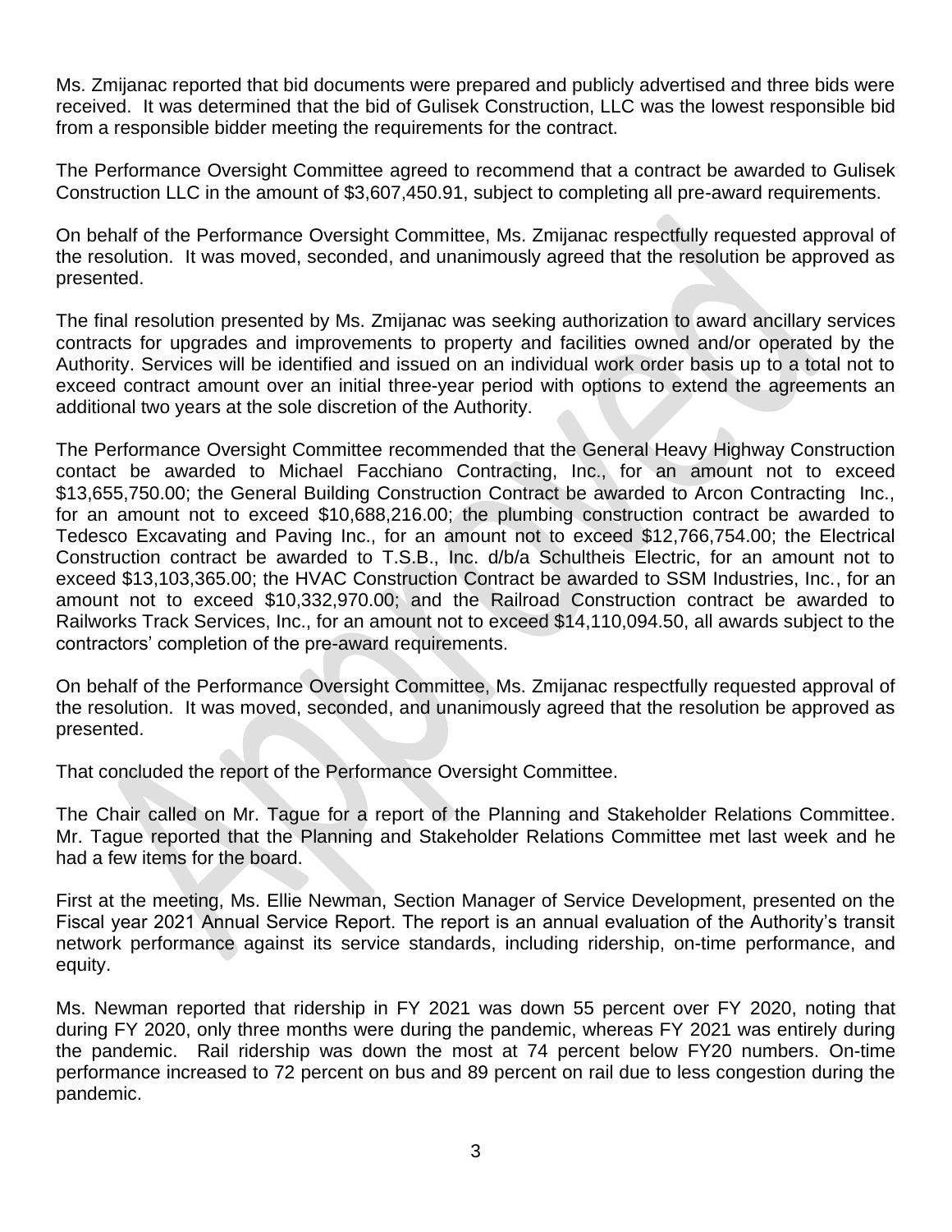Ms. Zmijanac reported that bid documents were prepared and publicly advertised and three bids were received. It was determined that the bid of Gulisek Construction, LLC was the lowest responsible bid from a responsible bidder meeting the requirements for the contract.

The Performance Oversight Committee agreed to recommend that a contract be awarded to Gulisek Construction LLC in the amount of $3,607,450.91, subject to completing all pre-award requirements.

On behalf of the Performance Oversight Committee, Ms. Zmijanac respectfully requested approval of the resolution. It was moved, seconded, and unanimously agreed that the resolution be approved as presented.

The final resolution presented by Ms. Zmijanac was seeking authorization to award ancillary services contracts for upgrades and improvements to property and facilities owned and/or operated by the Authority. Services will be identified and issued on an individual work order basis up to a total not to exceed contract amount over an initial three-year period with options to extend the agreements an additional two years at the sole discretion of the Authority.

The Performance Oversight Committee recommended that the General Heavy Highway Construction contact be awarded to Michael Facchiano Contracting, Inc., for an amount not to exceed $13,655,750.00; the General Building Construction Contract be awarded to Arcon Contracting Inc., for an amount not to exceed $10,688,216.00; the plumbing construction contract be awarded to Tedesco Excavating and Paving Inc., for an amount not to exceed $12,766,754.00; the Electrical Construction contract be awarded to T.S.B., Inc. d/b/a Schultheis Electric, for an amount not to exceed $13,103,365.00; the HVAC Construction Contract be awarded to SSM Industries, Inc., for an amount not to exceed $10,332,970.00; and the Railroad Construction contract be awarded to Railworks Track Services, Inc., for an amount not to exceed $14,110,094.50, all awards subject to the contractors' completion of the pre-award requirements.

On behalf of the Performance Oversight Committee, Ms. Zmijanac respectfully requested approval of the resolution. It was moved, seconded, and unanimously agreed that the resolution be approved as presented.

That concluded the report of the Performance Oversight Committee.

The Chair called on Mr. Tague for a report of the Planning and Stakeholder Relations Committee. Mr. Tague reported that the Planning and Stakeholder Relations Committee met last week and he had a few items for the board.

First at the meeting, Ms. Ellie Newman, Section Manager of Service Development, presented on the Fiscal year 2021 Annual Service Report. The report is an annual evaluation of the Authority's transit network performance against its service standards, including ridership, on-time performance, and equity.

Ms. Newman reported that ridership in FY 2021 was down 55 percent over FY 2020, noting that during FY 2020, only three months were during the pandemic, whereas FY 2021 was entirely during the pandemic. Rail ridership was down the most at 74 percent below FY20 numbers. On-time performance increased to 72 percent on bus and 89 percent on rail due to less congestion during the pandemic.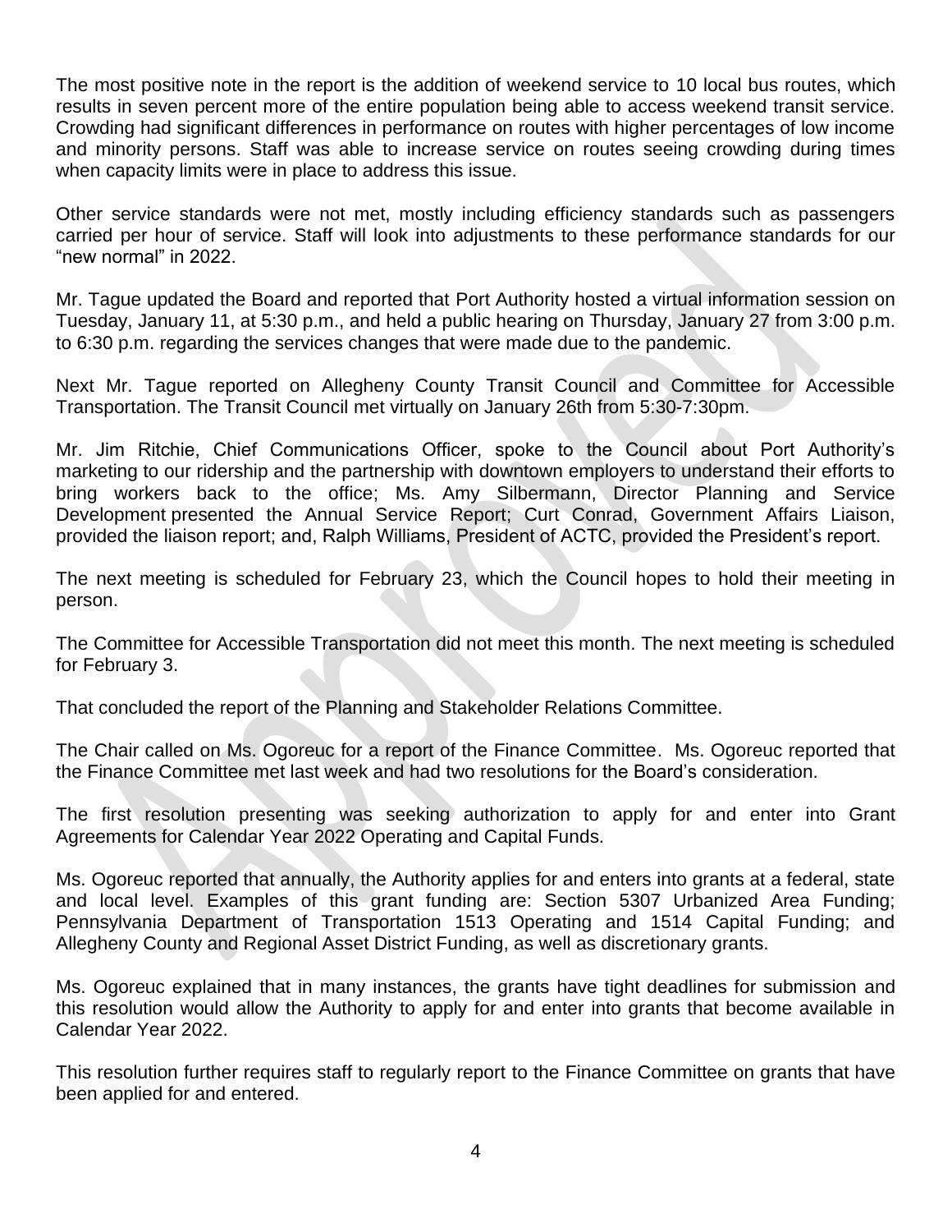The most positive note in the report is the addition of weekend service to 10 local bus routes, which results in seven percent more of the entire population being able to access weekend transit service. Crowding had significant differences in performance on routes with higher percentages of low income and minority persons. Staff was able to increase service on routes seeing crowding during times when capacity limits were in place to address this issue.

Other service standards were not met, mostly including efficiency standards such as passengers carried per hour of service. Staff will look into adjustments to these performance standards for our "new normal" in 2022.

Mr. Tague updated the Board and reported that Port Authority hosted a virtual information session on Tuesday, January 11, at 5:30 p.m., and held a public hearing on Thursday, January 27 from 3:00 p.m. to 6:30 p.m. regarding the services changes that were made due to the pandemic.

Next Mr. Tague reported on Allegheny County Transit Council and Committee for Accessible Transportation. The Transit Council met virtually on January 26th from 5:30-7:30pm.

Mr. Jim Ritchie, Chief Communications Officer, spoke to the Council about Port Authority's marketing to our ridership and the partnership with downtown employers to understand their efforts to bring workers back to the office; Ms. Amy Silbermann, Director Planning and Service Development presented the Annual Service Report; Curt Conrad, Government Affairs Liaison, provided the liaison report; and, Ralph Williams, President of ACTC, provided the President's report.

The next meeting is scheduled for February 23, which the Council hopes to hold their meeting in person.

The Committee for Accessible Transportation did not meet this month. The next meeting is scheduled for February 3.

That concluded the report of the Planning and Stakeholder Relations Committee.

The Chair called on Ms. Ogoreuc for a report of the Finance Committee. Ms. Ogoreuc reported that the Finance Committee met last week and had two resolutions for the Board's consideration.

The first resolution presenting was seeking authorization to apply for and enter into Grant Agreements for Calendar Year 2022 Operating and Capital Funds.

Ms. Ogoreuc reported that annually, the Authority applies for and enters into grants at a federal, state and local level. Examples of this grant funding are: Section 5307 Urbanized Area Funding; Pennsylvania Department of Transportation 1513 Operating and 1514 Capital Funding; and Allegheny County and Regional Asset District Funding, as well as discretionary grants.

Ms. Ogoreuc explained that in many instances, the grants have tight deadlines for submission and this resolution would allow the Authority to apply for and enter into grants that become available in Calendar Year 2022.

This resolution further requires staff to regularly report to the Finance Committee on grants that have been applied for and entered.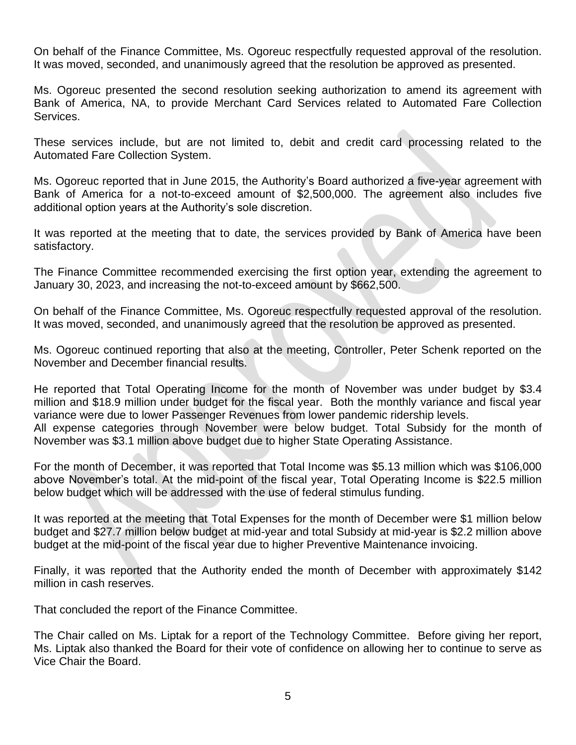On behalf of the Finance Committee, Ms. Ogoreuc respectfully requested approval of the resolution. It was moved, seconded, and unanimously agreed that the resolution be approved as presented.

Ms. Ogoreuc presented the second resolution seeking authorization to amend its agreement with Bank of America, NA, to provide Merchant Card Services related to Automated Fare Collection Services.

These services include, but are not limited to, debit and credit card processing related to the Automated Fare Collection System.

Ms. Ogoreuc reported that in June 2015, the Authority's Board authorized a five-year agreement with Bank of America for a not-to-exceed amount of $2,500,000. The agreement also includes five additional option years at the Authority's sole discretion.

It was reported at the meeting that to date, the services provided by Bank of America have been satisfactory.

The Finance Committee recommended exercising the first option year, extending the agreement to January 30, 2023, and increasing the not-to-exceed amount by $662,500.

On behalf of the Finance Committee, Ms. Ogoreuc respectfully requested approval of the resolution. It was moved, seconded, and unanimously agreed that the resolution be approved as presented.

Ms. Ogoreuc continued reporting that also at the meeting, Controller, Peter Schenk reported on the November and December financial results.

He reported that Total Operating Income for the month of November was under budget by $3.4 million and $18.9 million under budget for the fiscal year. Both the monthly variance and fiscal year variance were due to lower Passenger Revenues from lower pandemic ridership levels.
All expense categories through November were below budget. Total Subsidy for the month of November was $3.1 million above budget due to higher State Operating Assistance.

For the month of December, it was reported that Total Income was $5.13 million which was $106,000 above November's total. At the mid-point of the fiscal year, Total Operating Income is $22.5 million below budget which will be addressed with the use of federal stimulus funding.

It was reported at the meeting that Total Expenses for the month of December were $1 million below budget and $27.7 million below budget at mid-year and total Subsidy at mid-year is $2.2 million above budget at the mid-point of the fiscal year due to higher Preventive Maintenance invoicing.

Finally, it was reported that the Authority ended the month of December with approximately $142 million in cash reserves.

That concluded the report of the Finance Committee.

The Chair called on Ms. Liptak for a report of the Technology Committee. Before giving her report, Ms. Liptak also thanked the Board for their vote of confidence on allowing her to continue to serve as Vice Chair the Board.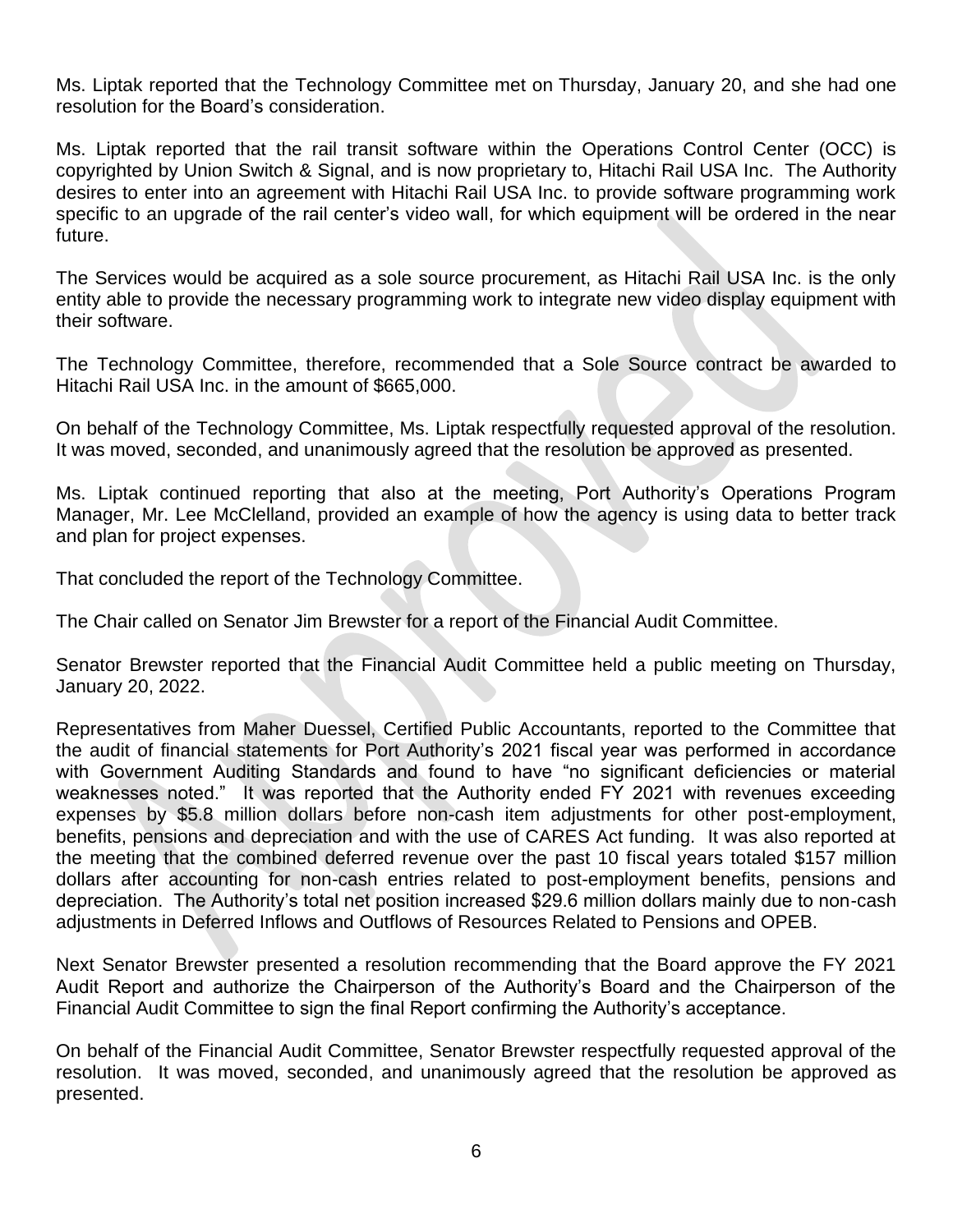Ms. Liptak reported that the Technology Committee met on Thursday, January 20, and she had one resolution for the Board's consideration.

Ms. Liptak reported that the rail transit software within the Operations Control Center (OCC) is copyrighted by Union Switch & Signal, and is now proprietary to, Hitachi Rail USA Inc. The Authority desires to enter into an agreement with Hitachi Rail USA Inc. to provide software programming work specific to an upgrade of the rail center's video wall, for which equipment will be ordered in the near future.

The Services would be acquired as a sole source procurement, as Hitachi Rail USA Inc. is the only entity able to provide the necessary programming work to integrate new video display equipment with their software.

The Technology Committee, therefore, recommended that a Sole Source contract be awarded to Hitachi Rail USA Inc. in the amount of $665,000.

On behalf of the Technology Committee, Ms. Liptak respectfully requested approval of the resolution. It was moved, seconded, and unanimously agreed that the resolution be approved as presented.

Ms. Liptak continued reporting that also at the meeting, Port Authority's Operations Program Manager, Mr. Lee McClelland, provided an example of how the agency is using data to better track and plan for project expenses.

That concluded the report of the Technology Committee.

The Chair called on Senator Jim Brewster for a report of the Financial Audit Committee.

Senator Brewster reported that the Financial Audit Committee held a public meeting on Thursday, January 20, 2022.

Representatives from Maher Duessel, Certified Public Accountants, reported to the Committee that the audit of financial statements for Port Authority's 2021 fiscal year was performed in accordance with Government Auditing Standards and found to have "no significant deficiencies or material weaknesses noted." It was reported that the Authority ended FY 2021 with revenues exceeding expenses by $5.8 million dollars before non-cash item adjustments for other post-employment, benefits, pensions and depreciation and with the use of CARES Act funding. It was also reported at the meeting that the combined deferred revenue over the past 10 fiscal years totaled $157 million dollars after accounting for non-cash entries related to post-employment benefits, pensions and depreciation. The Authority's total net position increased $29.6 million dollars mainly due to non-cash adjustments in Deferred Inflows and Outflows of Resources Related to Pensions and OPEB.

Next Senator Brewster presented a resolution recommending that the Board approve the FY 2021 Audit Report and authorize the Chairperson of the Authority's Board and the Chairperson of the Financial Audit Committee to sign the final Report confirming the Authority's acceptance.

On behalf of the Financial Audit Committee, Senator Brewster respectfully requested approval of the resolution. It was moved, seconded, and unanimously agreed that the resolution be approved as presented.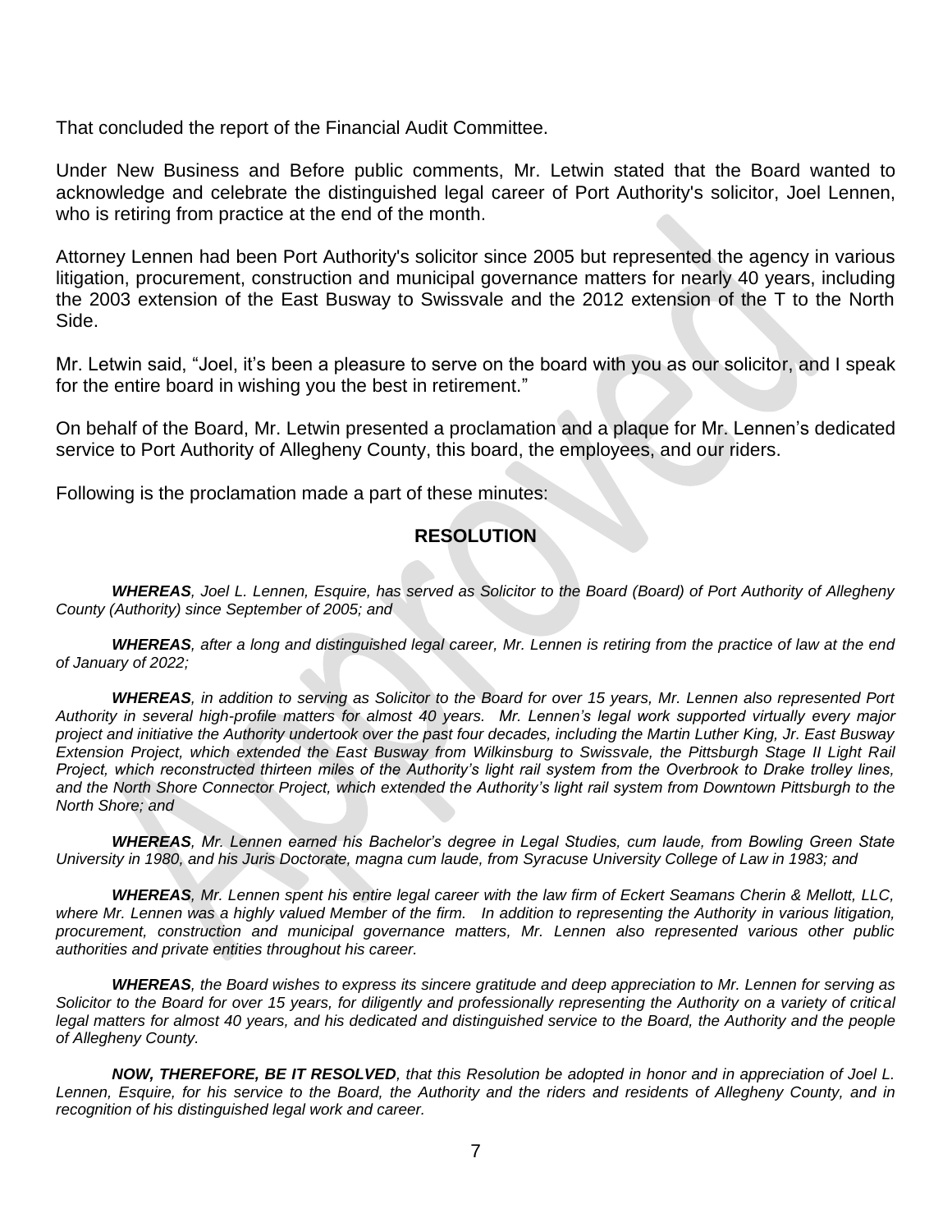That concluded the report of the Financial Audit Committee.

Under New Business and Before public comments, Mr. Letwin stated that the Board wanted to acknowledge and celebrate the distinguished legal career of Port Authority's solicitor, Joel Lennen, who is retiring from practice at the end of the month.

Attorney Lennen had been Port Authority's solicitor since 2005 but represented the agency in various litigation, procurement, construction and municipal governance matters for nearly 40 years, including the 2003 extension of the East Busway to Swissvale and the 2012 extension of the T to the North Side.

Mr. Letwin said, "Joel, it's been a pleasure to serve on the board with you as our solicitor, and I speak for the entire board in wishing you the best in retirement."

On behalf of the Board, Mr. Letwin presented a proclamation and a plaque for Mr. Lennen's dedicated service to Port Authority of Allegheny County, this board, the employees, and our riders.

Following is the proclamation made a part of these minutes:

## RESOLUTION

***WHEREAS**, Joel L. Lennen, Esquire, has served as Solicitor to the Board (Board) of Port Authority of Allegheny County (Authority) since September of 2005; and*

***WHEREAS**, after a long and distinguished legal career, Mr. Lennen is retiring from the practice of law at the end of January of 2022;*

***WHEREAS**, in addition to serving as Solicitor to the Board for over 15 years, Mr. Lennen also represented Port Authority in several high-profile matters for almost 40 years. Mr. Lennen's legal work supported virtually every major project and initiative the Authority undertook over the past four decades, including the Martin Luther King, Jr. East Busway Extension Project, which extended the East Busway from Wilkinsburg to Swissvale, the Pittsburgh Stage II Light Rail Project, which reconstructed thirteen miles of the Authority's light rail system from the Overbrook to Drake trolley lines, and the North Shore Connector Project, which extended the Authority's light rail system from Downtown Pittsburgh to the North Shore; and*

***WHEREAS**, Mr. Lennen earned his Bachelor's degree in Legal Studies, cum laude, from Bowling Green State University in 1980, and his Juris Doctorate, magna cum laude, from Syracuse University College of Law in 1983; and*

***WHEREAS**, Mr. Lennen spent his entire legal career with the law firm of Eckert Seamans Cherin & Mellott, LLC, where Mr. Lennen was a highly valued Member of the firm. In addition to representing the Authority in various litigation, procurement, construction and municipal governance matters, Mr. Lennen also represented various other public authorities and private entities throughout his career.*

***WHEREAS**, the Board wishes to express its sincere gratitude and deep appreciation to Mr. Lennen for serving as Solicitor to the Board for over 15 years, for diligently and professionally representing the Authority on a variety of critical legal matters for almost 40 years, and his dedicated and distinguished service to the Board, the Authority and the people of Allegheny County.*

***NOW, THEREFORE, BE IT RESOLVED**, that this Resolution be adopted in honor and in appreciation of Joel L. Lennen, Esquire, for his service to the Board, the Authority and the riders and residents of Allegheny County, and in recognition of his distinguished legal work and career.*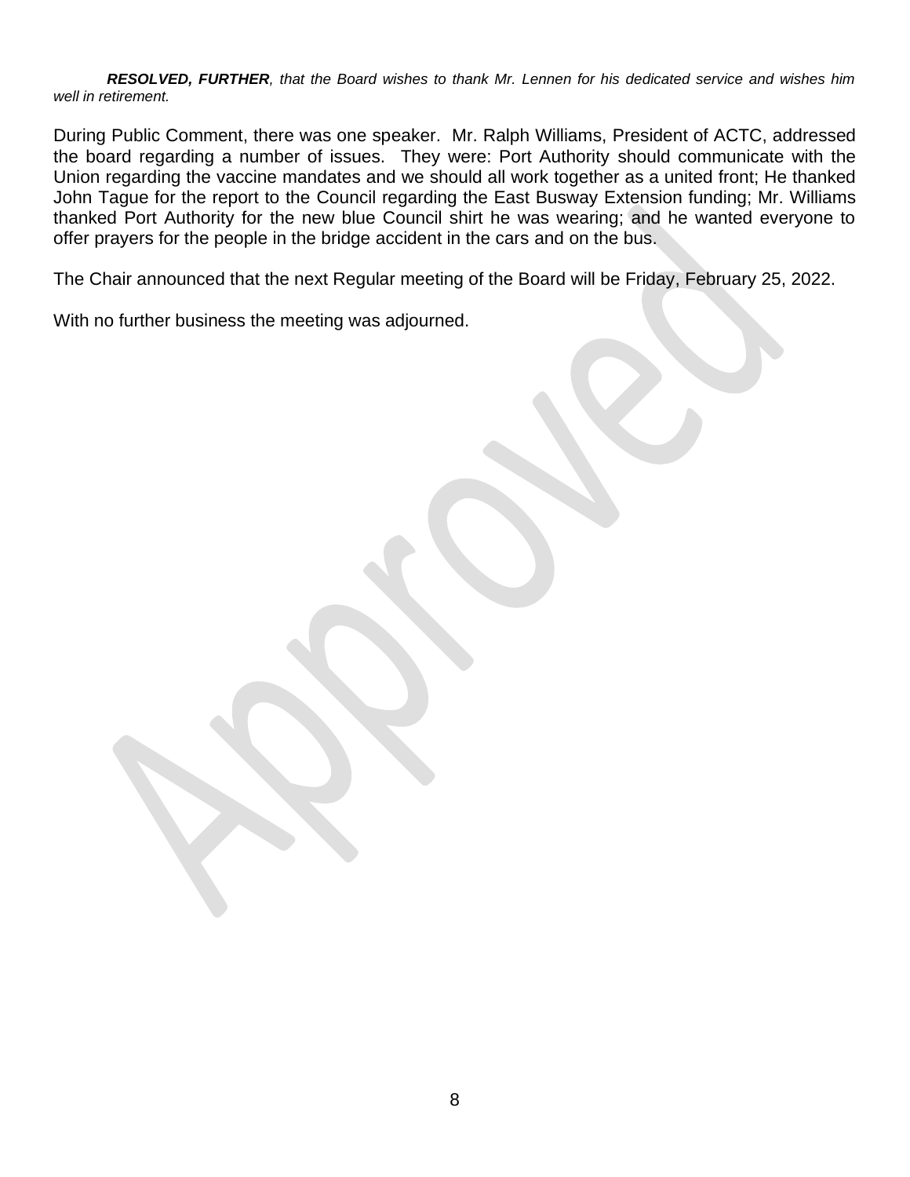***RESOLVED, FURTHER**, that the Board wishes to thank Mr. Lennen for his dedicated service and wishes him well in retirement.*

During Public Comment, there was one speaker. Mr. Ralph Williams, President of ACTC, addressed the board regarding a number of issues. They were: Port Authority should communicate with the Union regarding the vaccine mandates and we should all work together as a united front; He thanked John Tague for the report to the Council regarding the East Busway Extension funding; Mr. Williams thanked Port Authority for the new blue Council shirt he was wearing; and he wanted everyone to offer prayers for the people in the bridge accident in the cars and on the bus.

The Chair announced that the next Regular meeting of the Board will be Friday, February 25, 2022.

With no further business the meeting was adjourned.